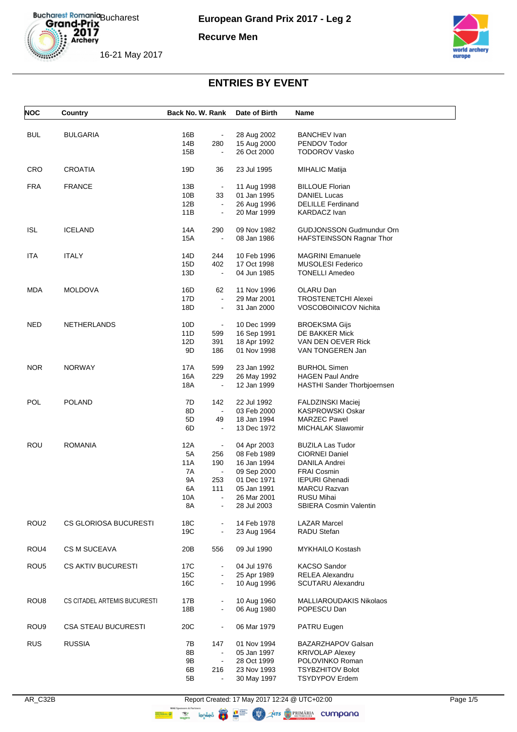# European Grand Prix 2017 - Leg 2

**Recurve Men**

Bucharest

16-21 May 2017

## ENTRIES BY EVENT

| NOC | Country | Back No. | W. Rank | Date of Birth | Name |
|---|---|---|---|---|---|
| BUL | BULGARIA | 16B | - | 28 Aug 2002 | BANCHEV Ivan |
| | | 14B | 280 | 15 Aug 2000 | PENDOV Todor |
| | | 15B | - | 26 Oct 2000 | TODOROV Vasko |
| CRO | CROATIA | 19D | 36 | 23 Jul 1995 | MIHALIC Matija |
| FRA | FRANCE | 13B | - | 11 Aug 1998 | BILLOUE Florian |
| | | 10B | 33 | 01 Jan 1995 | DANIEL Lucas |
| | | 12B | - | 26 Aug 1996 | DELILLE Ferdinand |
| | | 11B | - | 20 Mar 1999 | KARDACZ Ivan |
| ISL | ICELAND | 14A | 290 | 09 Nov 1982 | GUDJONSSON Gudmundur Orn |
| | | 15A | - | 08 Jan 1986 | HAFSTEINSSON Ragnar Thor |
| ITA | ITALY | 14D | 244 | 10 Feb 1996 | MAGRINI Emanuele |
| | | 15D | 402 | 17 Oct 1998 | MUSOLESI Federico |
| | | 13D | - | 04 Jun 1985 | TONELLI Amedeo |
| MDA | MOLDOVA | 16D | 62 | 11 Nov 1996 | OLARU Dan |
| | | 17D | - | 29 Mar 2001 | TROSTENETCHI Alexei |
| | | 18D | - | 31 Jan 2000 | VOSCOBOINICOV Nichita |
| NED | NETHERLANDS | 10D | - | 10 Dec 1999 | BROEKSMA Gijs |
| | | 11D | 599 | 16 Sep 1991 | DE BAKKER Mick |
| | | 12D | 391 | 18 Apr 1992 | VAN DEN OEVER Rick |
| | | 9D | 186 | 01 Nov 1998 | VAN TONGEREN Jan |
| NOR | NORWAY | 17A | 599 | 23 Jan 1992 | BURHOL Simen |
| | | 16A | 229 | 26 May 1992 | HAGEN Paul Andre |
| | | 18A | - | 12 Jan 1999 | HASTHI Sander Thorbjoernsen |
| POL | POLAND | 7D | 142 | 22 Jul 1992 | FALDZINSKI Maciej |
| | | 8D | - | 03 Feb 2000 | KASPROWSKI Oskar |
| | | 5D | 49 | 18 Jan 1994 | MARZEC Pawel |
| | | 6D | - | 13 Dec 1972 | MICHALAK Slawomir |
| ROU | ROMANIA | 12A | - | 04 Apr 2003 | BUZILA Las Tudor |
| | | 5A | 256 | 08 Feb 1989 | CIORNEI Daniel |
| | | 11A | 190 | 16 Jan 1994 | DANILA Andrei |
| | | 7A | - | 09 Sep 2000 | FRAI Cosmin |
| | | 9A | 253 | 01 Dec 1971 | IEPURI Ghenadi |
| | | 6A | 111 | 05 Jan 1991 | MARCU Razvan |
| | | 10A | - | 26 Mar 2001 | RUSU Mihai |
| | | 8A | - | 28 Jul 2003 | SBIERA Cosmin Valentin |
| ROU2 | CS GLORIOSA BUCURESTI | 18C | - | 14 Feb 1978 | LAZAR Marcel |
| | | 19C | - | 23 Aug 1964 | RADU Stefan |
| ROU4 | CS M SUCEAVA | 20B | 556 | 09 Jul 1990 | MYKHAILO Kostash |
| ROU5 | CS AKTIV BUCURESTI | 17C | - | 04 Jul 1976 | KACSO Sandor |
| | | 15C | - | 25 Apr 1989 | RELEA Alexandru |
| | | 16C | - | 10 Aug 1996 | SCUTARU Alexandru |
| ROU8 | CS CITADEL ARTEMIS BUCURESTI | 17B | - | 10 Aug 1960 | MALLIAROUDAKIS Nikolaos |
| | | 18B | - | 06 Aug 1980 | POPESCU Dan |
| ROU9 | CSA STEAU BUCURESTI | 20C | - | 06 Mar 1979 | PATRU Eugen |
| RUS | RUSSIA | 7B | 147 | 01 Nov 1994 | BAZARZHAPOV Galsan |
| | | 8B | - | 05 Jan 1997 | KRIVOLAP Alexey |
| | | 9B | - | 28 Oct 1999 | POLOVINKO Roman |
| | | 6B | 216 | 23 Nov 1993 | TSYBZHITOV Bolot |
| | | 5B | - | 30 May 1997 | TSYDYPOV Erdem |

AR_C32B Report Created: 17 May 2017 12:24 @ UTC+02:00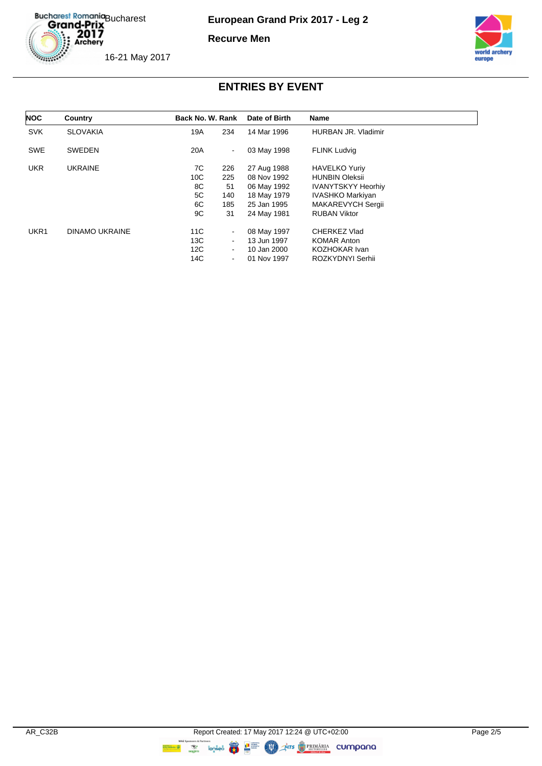# ENTRIES BY EVENT

| NOC | Country | Back No. | W. Rank | Date of Birth | Name |
|---|---|---|---|---|---|
| SVK | SLOVAKIA | 19A | 234 | 14 Mar 1996 | HURBAN JR. Vladimir |
| SWE | SWEDEN | 20A | - | 03 May 1998 | FLINK Ludvig |
| UKR | UKRAINE | 7C | 226 | 27 Aug 1988 | HAVELKO Yuriy |
| | | 10C | 225 | 08 Nov 1992 | HUNBIN Oleksii |
| | | 8C | 51 | 06 May 1992 | IVANYTSKYY Heorhiy |
| | | 5C | 140 | 18 May 1979 | IVASHKO Markiyan |
| | | 6C | 185 | 25 Jan 1995 | MAKAREVYCH Sergii |
| | | 9C | 31 | 24 May 1981 | RUBAN Viktor |
| UKR1 | DINAMO UKRAINE | 11C | - | 08 May 1997 | CHERKEZ Vlad |
| | | 13C | - | 13 Jun 1997 | KOMAR Anton |
| | | 12C | - | 10 Jan 2000 | KOZHOKAR Ivan |
| | | 14C | - | 01 Nov 1997 | ROZKYDNYI Serhii |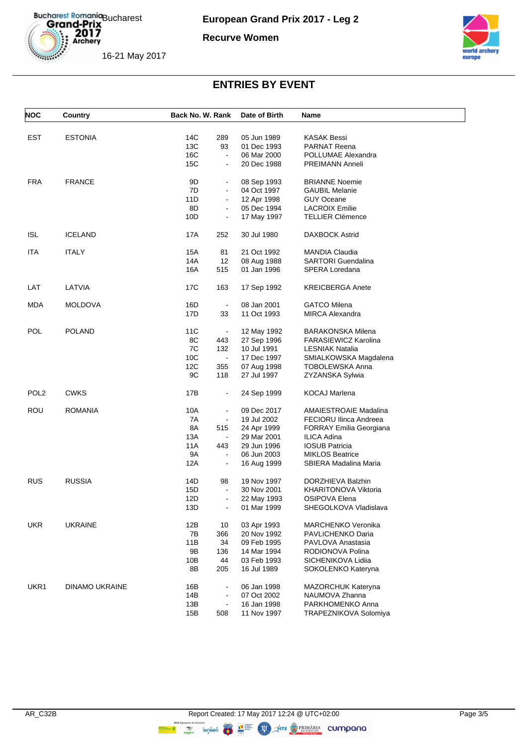# European Grand Prix 2017 - Leg 2

## Recurve Women

Bucharest

16-21 May 2017

## ENTRIES BY EVENT

| NOC | Country | Back No. | W. Rank | Date of Birth | Name |
|---|---|---|---|---|---|
| EST | ESTONIA | 14C | 289 | 05 Jun 1989 | KASAK Bessi |
| | | 13C | 93 | 01 Dec 1993 | PARNAT Reena |
| | | 16C | - | 06 Mar 2000 | POLLUMAE Alexandra |
| | | 15C | - | 20 Dec 1988 | PREIMANN Anneli |
| FRA | FRANCE | 9D | - | 08 Sep 1993 | BRIANNE Noemie |
| | | 7D | - | 04 Oct 1997 | GAUBIL Melanie |
| | | 11D | - | 12 Apr 1998 | GUY Oceane |
| | | 8D | - | 05 Dec 1994 | LACROIX Emilie |
| | | 10D | - | 17 May 1997 | TELLIER Clémence |
| ISL | ICELAND | 17A | 252 | 30 Jul 1980 | DAXBOCK Astrid |
| ITA | ITALY | 15A | 81 | 21 Oct 1992 | MANDIA Claudia |
| | | 14A | 12 | 08 Aug 1988 | SARTORI Guendalina |
| | | 16A | 515 | 01 Jan 1996 | SPERA Loredana |
| LAT | LATVIA | 17C | 163 | 17 Sep 1992 | KREICBERGA Anete |
| MDA | MOLDOVA | 16D | - | 08 Jan 2001 | GATCO Milena |
| | | 17D | 33 | 11 Oct 1993 | MIRCA Alexandra |
| POL | POLAND | 11C | - | 12 May 1992 | BARAKONSKA Milena |
| | | 8C | 443 | 27 Sep 1996 | FARASIEWICZ Karolina |
| | | 7C | 132 | 10 Jul 1991 | LESNIAK Natalia |
| | | 10C | - | 17 Dec 1997 | SMIALKOWSKA Magdalena |
| | | 12C | 355 | 07 Aug 1998 | TOBOLEWSKA Anna |
| | | 9C | 118 | 27 Jul 1997 | ZYZANSKA Sylwia |
| POL2 | CWKS | 17B | - | 24 Sep 1999 | KOCAJ Marlena |
| ROU | ROMANIA | 10A | - | 09 Dec 2017 | AMAIESTROAIE Madalina |
| | | 7A | - | 19 Jul 2002 | FECIORU Ilinca Andreea |
| | | 8A | 515 | 24 Apr 1999 | FORRAY Emilia Georgiana |
| | | 13A | - | 29 Mar 2001 | ILICA Adina |
| | | 11A | 443 | 29 Jun 1996 | IOSUB Patricia |
| | | 9A | - | 06 Jun 2003 | MIKLOS Beatrice |
| | | 12A | - | 16 Aug 1999 | SBIERA Madalina Maria |
| RUS | RUSSIA | 14D | 98 | 19 Nov 1997 | DORZHIEVA Balzhin |
| | | 15D | - | 30 Nov 2001 | KHARITONOVA Viktoria |
| | | 12D | - | 22 May 1993 | OSIPOVA Elena |
| | | 13D | - | 01 Mar 1999 | SHEGOLKOVA Vladislava |
| UKR | UKRAINE | 12B | 10 | 03 Apr 1993 | MARCHENKO Veronika |
| | | 7B | 366 | 20 Nov 1992 | PAVLICHENKO Daria |
| | | 11B | 34 | 09 Feb 1995 | PAVLOVA Anastasia |
| | | 9B | 136 | 14 Mar 1994 | RODIONOVA Polina |
| | | 10B | 44 | 03 Feb 1993 | SICHENIKOVA Lidiia |
| | | 8B | 205 | 16 Jul 1989 | SOKOLENKO Kateryna |
| UKR1 | DINAMO UKRAINE | 16B | - | 06 Jan 1998 | MAZORCHUK Kateryna |
| | | 14B | - | 07 Oct 2002 | NAUMOVA Zhanna |
| | | 13B | - | 16 Jan 1998 | PARKHOMENKO Anna |
| | | 15B | 508 | 11 Nov 1997 | TRAPEZNIKOVA Solomiya |

AR_C32B — Report Created: 17 May 2017 12:24 @ UTC+02:00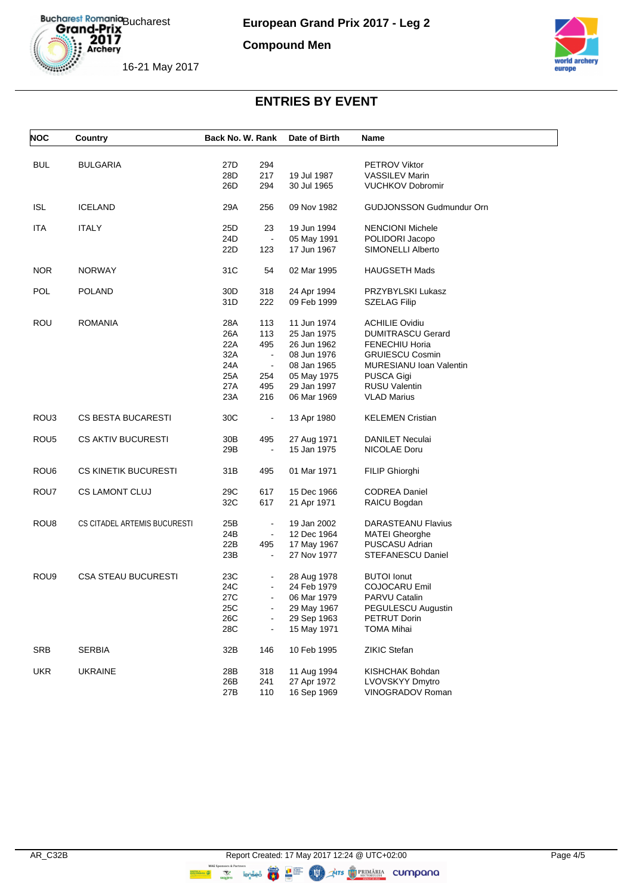# European Grand Prix 2017 - Leg 2

## Compound Men

Bucharest

16-21 May 2017

## ENTRIES BY EVENT

| NOC | Country | Back No. | W. Rank | Date of Birth | Name |
|---|---|---|---|---|---|
| BUL | BULGARIA | 27D | 294 | | PETROV Viktor |
| | | 28D | 217 | 19 Jul 1987 | VASSILEV Marin |
| | | 26D | 294 | 30 Jul 1965 | VUCHKOV Dobromir |
| ISL | ICELAND | 29A | 256 | 09 Nov 1982 | GUDJONSSON Gudmundur Orn |
| ITA | ITALY | 25D | 23 | 19 Jun 1994 | NENCIONI Michele |
| | | 24D | - | 05 May 1991 | POLIDORI Jacopo |
| | | 22D | 123 | 17 Jun 1967 | SIMONELLI Alberto |
| NOR | NORWAY | 31C | 54 | 02 Mar 1995 | HAUGSETH Mads |
| POL | POLAND | 30D | 318 | 24 Apr 1994 | PRZYBYLSKI Lukasz |
| | | 31D | 222 | 09 Feb 1999 | SZELAG Filip |
| ROU | ROMANIA | 28A | 113 | 11 Jun 1974 | ACHILIE Ovidiu |
| | | 26A | 113 | 25 Jan 1975 | DUMITRASCU Gerard |
| | | 22A | 495 | 26 Jun 1962 | FENECHIU Horia |
| | | 32A | - | 08 Jun 1976 | GRUIESCU Cosmin |
| | | 24A | - | 08 Jan 1965 | MURESIANU Ioan Valentin |
| | | 25A | 254 | 05 May 1975 | PUSCA Gigi |
| | | 27A | 495 | 29 Jan 1997 | RUSU Valentin |
| | | 23A | 216 | 06 Mar 1969 | VLAD Marius |
| ROU3 | CS BESTA BUCARESTI | 30C | - | 13 Apr 1980 | KELEMEN Cristian |
| ROU5 | CS AKTIV BUCURESTI | 30B | 495 | 27 Aug 1971 | DANILET Neculai |
| | | 29B | - | 15 Jan 1975 | NICOLAE Doru |
| ROU6 | CS KINETIK BUCURESTI | 31B | 495 | 01 Mar 1971 | FILIP Ghiorghi |
| ROU7 | CS LAMONT CLUJ | 29C | 617 | 15 Dec 1966 | CODREA Daniel |
| | | 32C | 617 | 21 Apr 1971 | RAICU Bogdan |
| ROU8 | CS CITADEL ARTEMIS BUCURESTI | 25B | - | 19 Jan 2002 | DARASTEANU Flavius |
| | | 24B | - | 12 Dec 1964 | MATEI Gheorghe |
| | | 22B | 495 | 17 May 1967 | PUSCASU Adrian |
| | | 23B | - | 27 Nov 1977 | STEFANESCU Daniel |
| ROU9 | CSA STEAU BUCURESTI | 23C | - | 28 Aug 1978 | BUTOI Ionut |
| | | 24C | - | 24 Feb 1979 | COJOCARU Emil |
| | | 27C | - | 06 Mar 1979 | PARVU Catalin |
| | | 25C | - | 29 May 1967 | PEGULESCU Augustin |
| | | 26C | - | 29 Sep 1963 | PETRUT Dorin |
| | | 28C | - | 15 May 1971 | TOMA Mihai |
| SRB | SERBIA | 32B | 146 | 10 Feb 1995 | ZIKIC Stefan |
| UKR | UKRAINE | 28B | 318 | 11 Aug 1994 | KISHCHAK Bohdan |
| | | 26B | 241 | 27 Apr 1972 | LVOVSKYY Dmytro |
| | | 27B | 110 | 16 Sep 1969 | VINOGRADOV Roman |

AR_C32B Report Created: 17 May 2017 12:24 @ UTC+02:00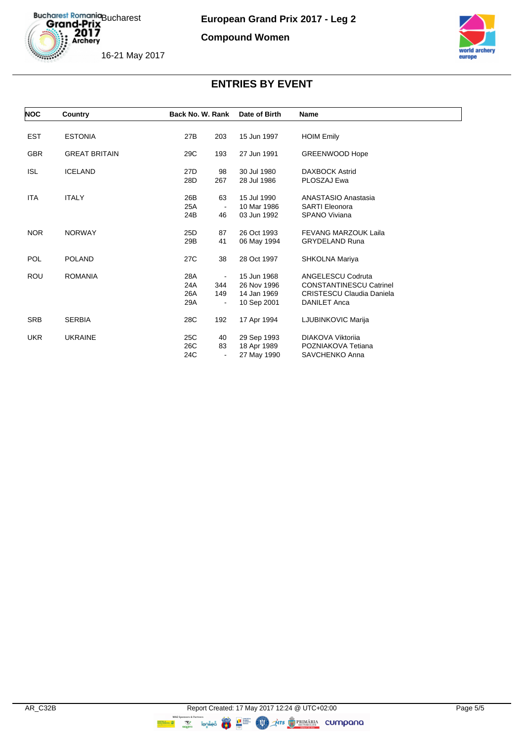# European Grand Prix 2017 - Leg 2

## Compound Women

Bucharest

16-21 May 2017

## ENTRIES BY EVENT

| NOC | Country | Back No. | W. Rank | Date of Birth | Name |
|---|---|---|---|---|---|
| EST | ESTONIA | 27B | 203 | 15 Jun 1997 | HOIM Emily |
| GBR | GREAT BRITAIN | 29C | 193 | 27 Jun 1991 | GREENWOOD Hope |
| ISL | ICELAND | 27D | 98 | 30 Jul 1980 | DAXBOCK Astrid |
| | | 28D | 267 | 28 Jul 1986 | PLOSZAJ Ewa |
| ITA | ITALY | 26B | 63 | 15 Jul 1990 | ANASTASIO Anastasia |
| | | 25A | - | 10 Mar 1986 | SARTI Eleonora |
| | | 24B | 46 | 03 Jun 1992 | SPANO Viviana |
| NOR | NORWAY | 25D | 87 | 26 Oct 1993 | FEVANG MARZOUK Laila |
| | | 29B | 41 | 06 May 1994 | GRYDELAND Runa |
| POL | POLAND | 27C | 38 | 28 Oct 1997 | SHKOLNA Mariya |
| ROU | ROMANIA | 28A | - | 15 Jun 1968 | ANGELESCU Codruta |
| | | 24A | 344 | 26 Nov 1996 | CONSTANTINESCU Catrinel |
| | | 26A | 149 | 14 Jan 1969 | CRISTESCU Claudia Daniela |
| | | 29A | - | 10 Sep 2001 | DANILET Anca |
| SRB | SERBIA | 28C | 192 | 17 Apr 1994 | LJUBINKOVIC Marija |
| UKR | UKRAINE | 25C | 40 | 29 Sep 1993 | DIAKOVA Viktoriia |
| | | 26C | 83 | 18 Apr 1989 | POZNIAKOVA Tetiana |
| | | 24C | - | 27 May 1990 | SAVCHENKO Anna |

AR_C32B

Report Created: 17 May 2017 12:24 @ UTC+02:00